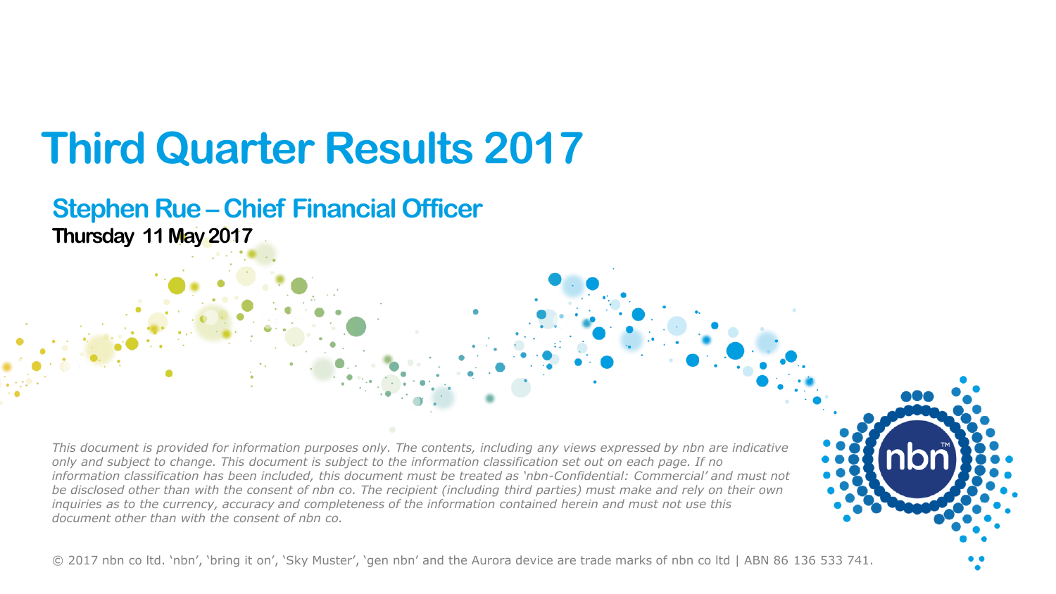# Third Quarter Results 2017

## Stephen Rue – Chief Financial Officer

**Thursday 11 May 2017**

*This document is provided for information purposes only. The contents, including any views expressed by nbn are indicative only and subject to change. This document is subject to the information classification set out on each page. If no information classification has been included, this document must be treated as 'nbn-Confidential: Commercial' and must not be disclosed other than with the consent of nbn co. The recipient (including third parties) must make and rely on their own inquiries as to the currency, accuracy and completeness of the information contained herein and must not use this document other than with the consent of nbn co.*

© 2017 nbn co ltd. 'nbn', 'bring it on', 'Sky Muster', 'gen nbn' and the Aurora device are trade marks of nbn co ltd | ABN 86 136 533 741.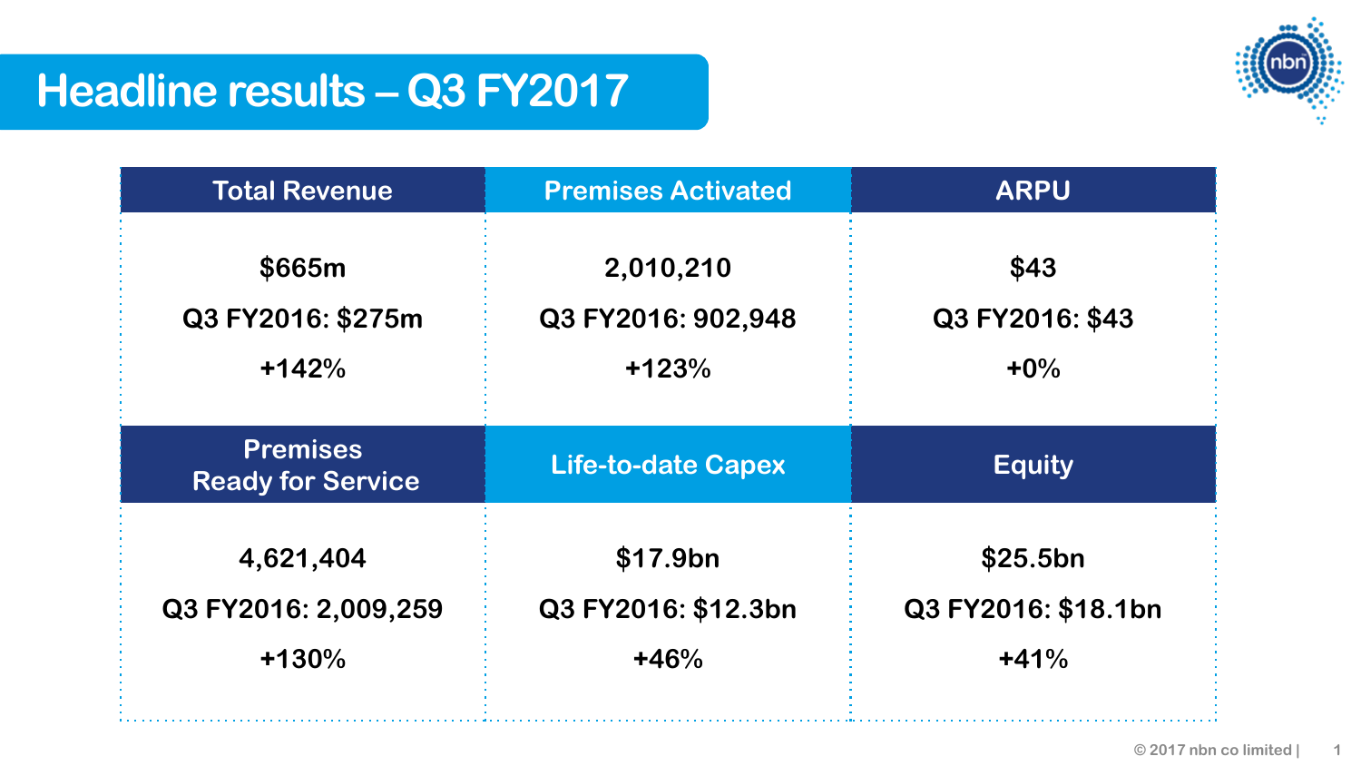# Headline results – Q3 FY2017

| Total Revenue | Premises Activated | ARPU |
|---|---|---|
| $665m | 2,010,210 | $43 |
| Q3 FY2016: $275m | Q3 FY2016: 902,948 | Q3 FY2016: $43 |
| +142% | +123% | +0% |

| Premises Ready for Service | Life-to-date Capex | Equity |
|---|---|---|
| 4,621,404 | $17.9bn | $25.5bn |
| Q3 FY2016: 2,009,259 | Q3 FY2016: $12.3bn | Q3 FY2016: $18.1bn |
| +130% | +46% | +41% |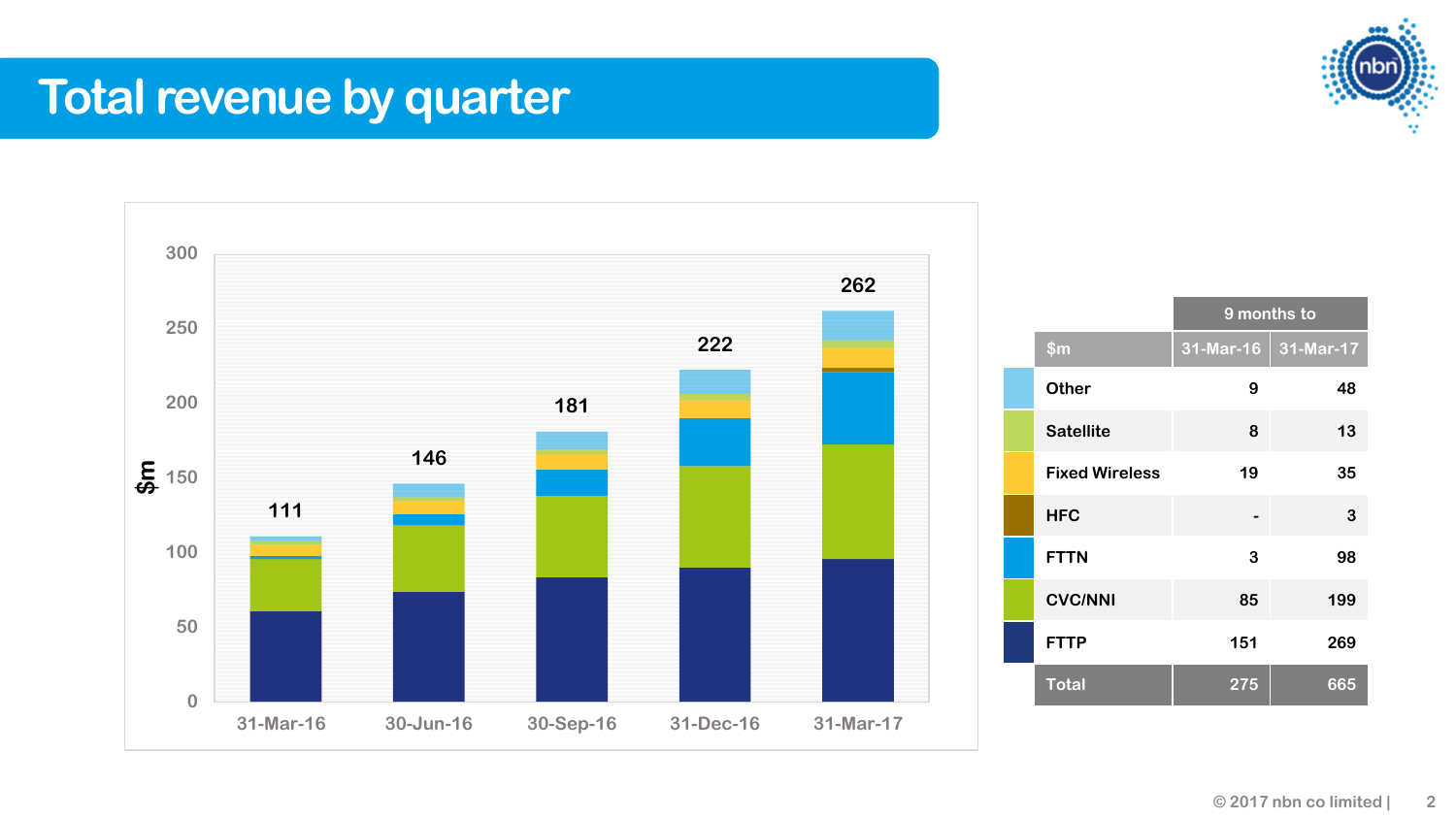# Total revenue by quarter

| Quarter | Total ($m) |
|---|---|
| 31-Mar-16 | 111 |
| 30-Jun-16 | 146 |
| 30-Sep-16 | 181 |
| 31-Dec-16 | 222 |
| 31-Mar-17 | 262 |

| | 9 months to | |
|---|---|---|
| $m | 31-Mar-16 | 31-Mar-17 |
| Other | 9 | 48 |
| Satellite | 8 | 13 |
| Fixed Wireless | 19 | 35 |
| HFC | - | 3 |
| FTTN | 3 | 98 |
| CVC/NNI | 85 | 199 |
| FTTP | 151 | 269 |
| Total | 275 | 665 |

© 2017 nbn co limited |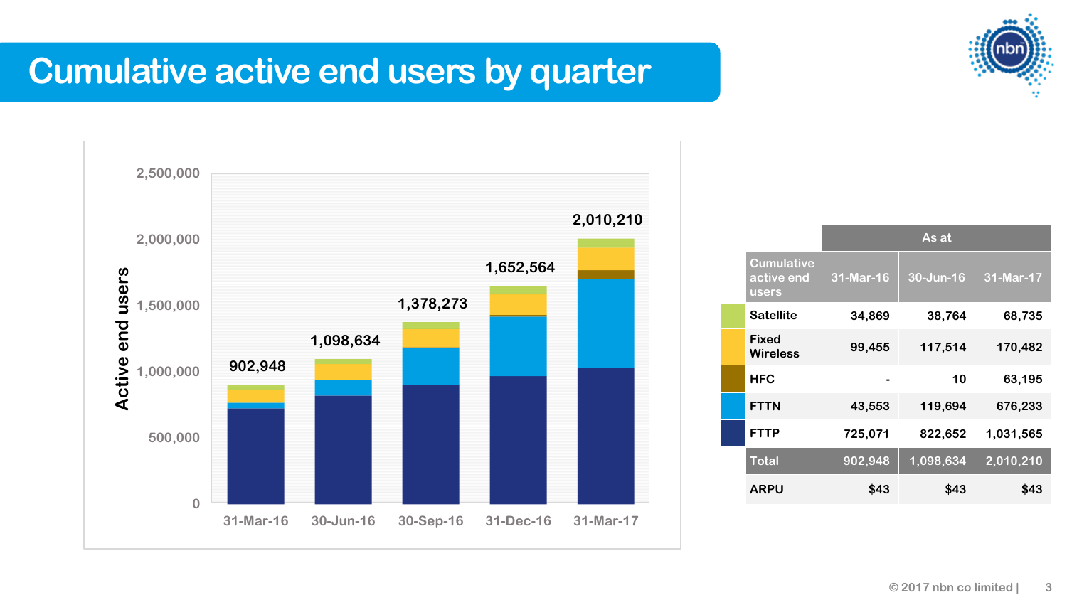# Cumulative active end users by quarter

Active end users

| 31-Mar-16 | 30-Jun-16 | 30-Sep-16 | 31-Dec-16 | 31-Mar-17 |
|---|---|---|---|---|
| 902,948 | 1,098,634 | 1,378,273 | 1,652,564 | 2,010,210 |

| | As at | | |
|---|---|---|---|
| Cumulative active end users | 31-Mar-16 | 30-Jun-16 | 31-Mar-17 |
| Satellite | 34,869 | 38,764 | 68,735 |
| Fixed Wireless | 99,455 | 117,514 | 170,482 |
| HFC | - | 10 | 63,195 |
| FTTN | 43,553 | 119,694 | 676,233 |
| FTTP | 725,071 | 822,652 | 1,031,565 |
| **Total** | 902,948 | 1,098,634 | 2,010,210 |
| ARPU | $43 | $43 | $43 |

© 2017 nbn co limited |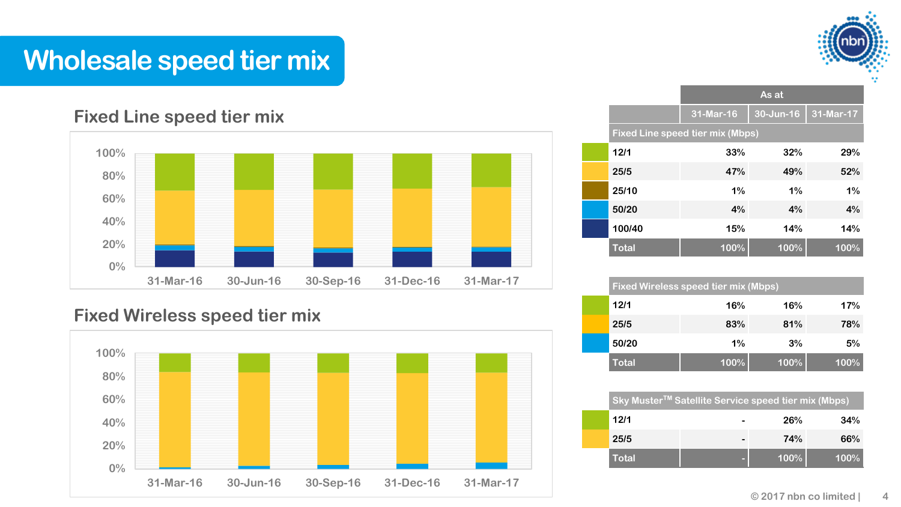# Wholesale speed tier mix

## Fixed Line speed tier mix

## Fixed Wireless speed tier mix

| | As at | | |
|---|---|---|---|
| | 31-Mar-16 | 30-Jun-16 | 31-Mar-17 |
| **Fixed Line speed tier mix (Mbps)** | | | |
| 12/1 | 33% | 32% | 29% |
| 25/5 | 47% | 49% | 52% |
| 25/10 | 1% | 1% | 1% |
| 50/20 | 4% | 4% | 4% |
| 100/40 | 15% | 14% | 14% |
| **Total** | 100% | 100% | 100% |
| **Fixed Wireless speed tier mix (Mbps)** | | | |
| 12/1 | 16% | 16% | 17% |
| 25/5 | 83% | 81% | 78% |
| 50/20 | 1% | 3% | 5% |
| **Total** | 100% | 100% | 100% |
| **Sky Muster™ Satellite Service speed tier mix (Mbps)** | | | |
| 12/1 | - | 26% | 34% |
| 25/5 | - | 74% | 66% |
| **Total** | - | 100% | 100% |

© 2017 nbn co limited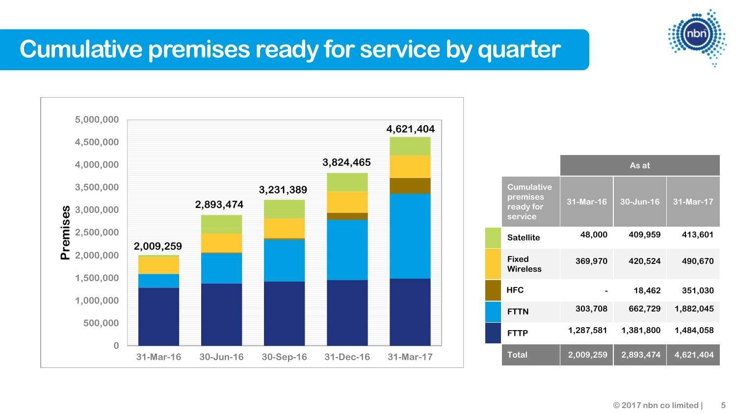# Cumulative premises ready for service by quarter

| Cumulative premises ready for service | As at 31-Mar-16 | As at 30-Jun-16 | As at 31-Mar-17 |
|---|---|---|---|
| Satellite | 48,000 | 409,959 | 413,601 |
| Fixed Wireless | 369,970 | 420,524 | 490,670 |
| HFC | - | 18,462 | 351,030 |
| FTTN | 303,708 | 662,729 | 1,882,045 |
| FTTP | 1,287,581 | 1,381,800 | 1,484,058 |
| **Total** | **2,009,259** | **2,893,474** | **4,621,404** |

Chart: Premises (cumulative total ready for service by quarter)

| Quarter | Total premises |
|---|---|
| 31-Mar-16 | 2,009,259 |
| 30-Jun-16 | 2,893,474 |
| 30-Sep-16 | 3,231,389 |
| 31-Dec-16 | 3,824,465 |
| 31-Mar-17 | 4,621,404 |

© 2017 nbn co limited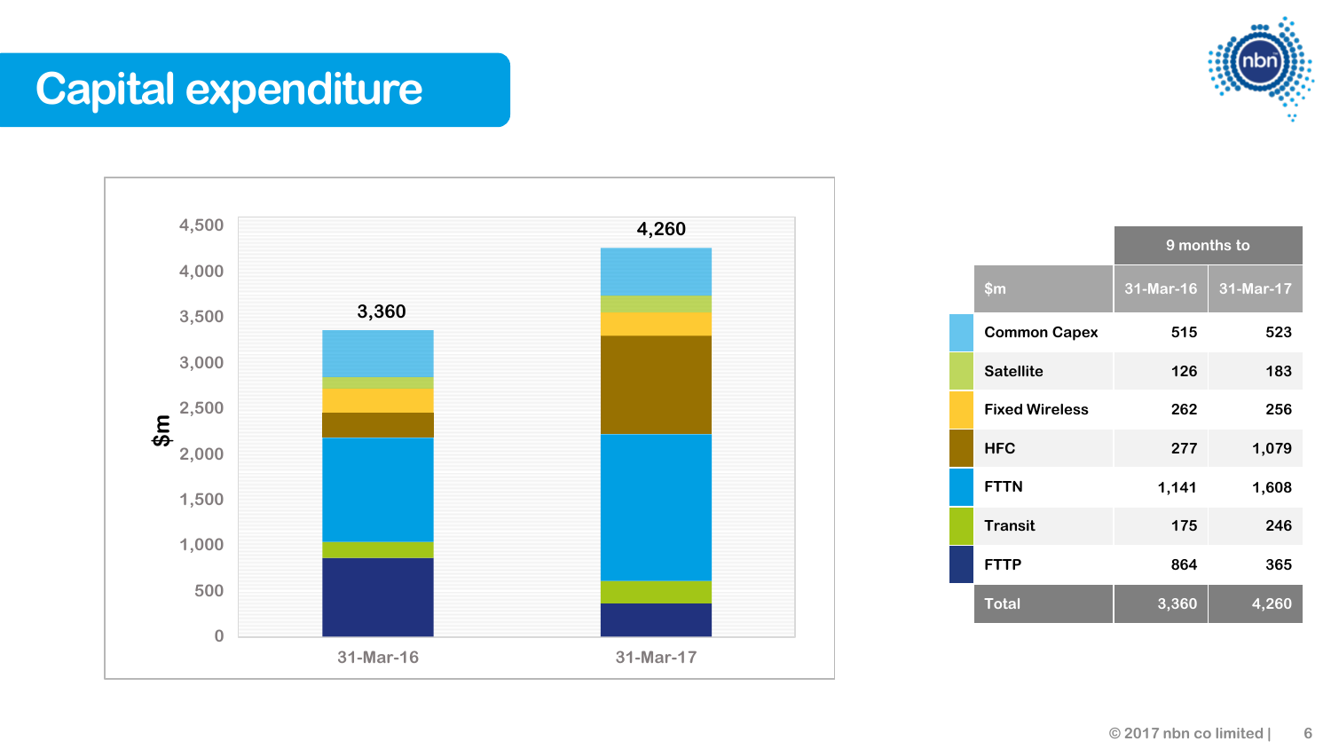# Capital expenditure

| $m | 9 months to 31-Mar-16 | 9 months to 31-Mar-17 |
|---|---|---|
| Common Capex | 515 | 523 |
| Satellite | 126 | 183 |
| Fixed Wireless | 262 | 256 |
| HFC | 277 | 1,079 |
| FTTN | 1,141 | 1,608 |
| Transit | 175 | 246 |
| FTTP | 864 | 365 |
| **Total** | **3,360** | **4,260** |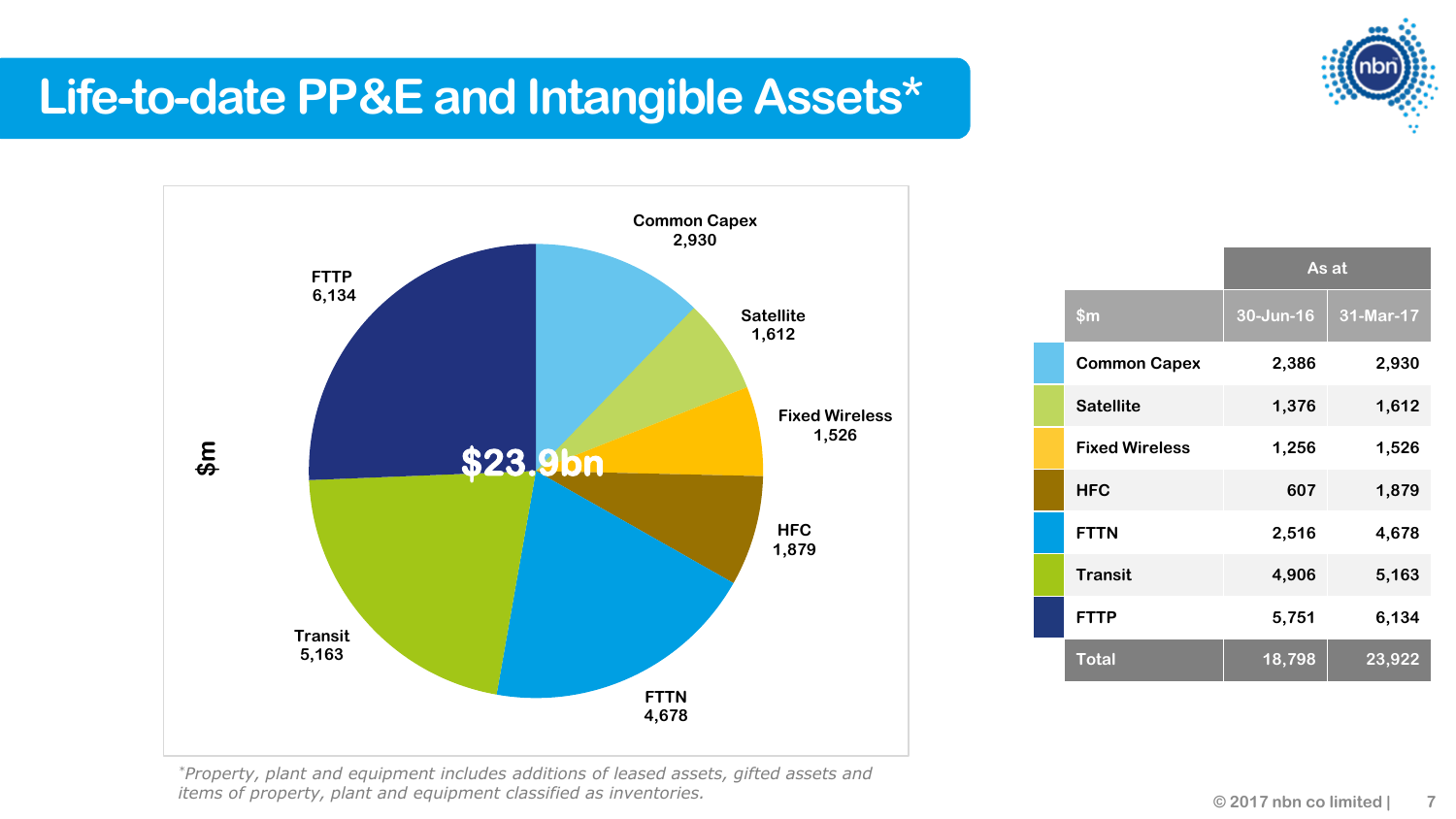# Life-to-date PP&E and Intangible Assets*

$m

Common Capex 2,930

Satellite 1,612

Fixed Wireless 1,526

HFC 1,879

FTTN 4,678

Transit 5,163

FTTP 6,134

$23.9bn

| | As at | |
|---|---|---|
| $m | 30-Jun-16 | 31-Mar-17 |
| Common Capex | 2,386 | 2,930 |
| Satellite | 1,376 | 1,612 |
| Fixed Wireless | 1,256 | 1,526 |
| HFC | 607 | 1,879 |
| FTTN | 2,516 | 4,678 |
| Transit | 4,906 | 5,163 |
| FTTP | 5,751 | 6,134 |
| Total | 18,798 | 23,922 |

*\*Property, plant and equipment includes additions of leased assets, gifted assets and items of property, plant and equipment classified as inventories.*

© 2017 nbn co limited |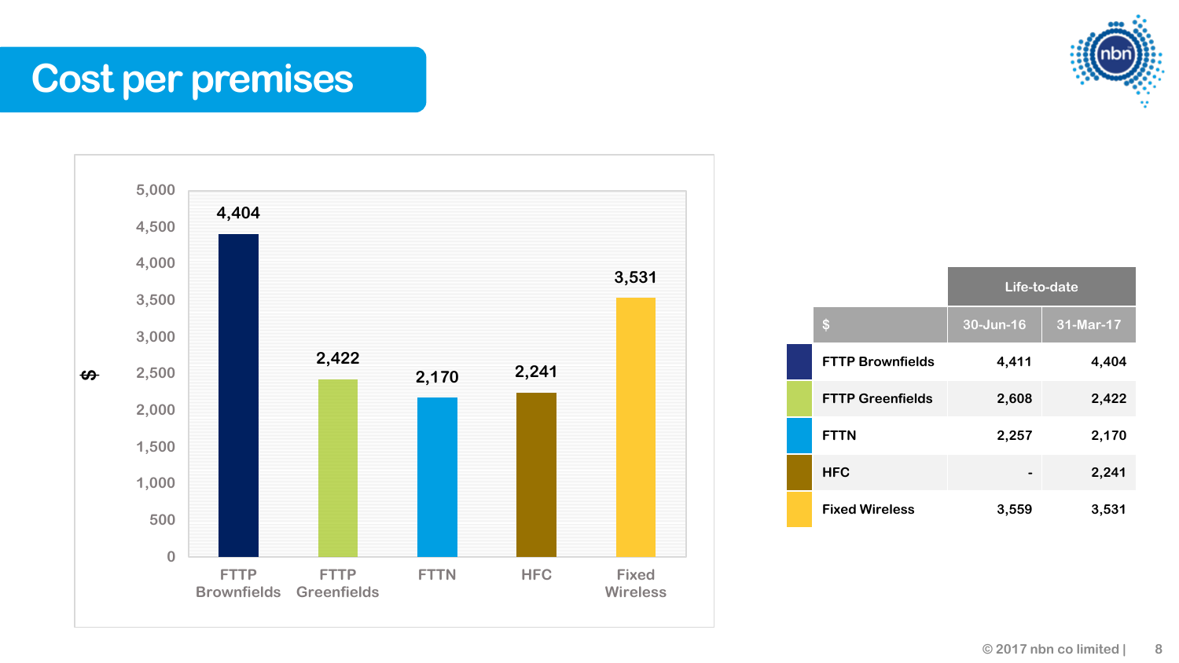# Cost per premises

| $ | Life-to-date 30-Jun-16 | Life-to-date 31-Mar-17 |
| --- | --- | --- |
| FTTP Brownfields | 4,411 | 4,404 |
| FTTP Greenfields | 2,608 | 2,422 |
| FTTN | 2,257 | 2,170 |
| HFC | - | 2,241 |
| Fixed Wireless | 3,559 | 3,531 |

© 2017 nbn co limited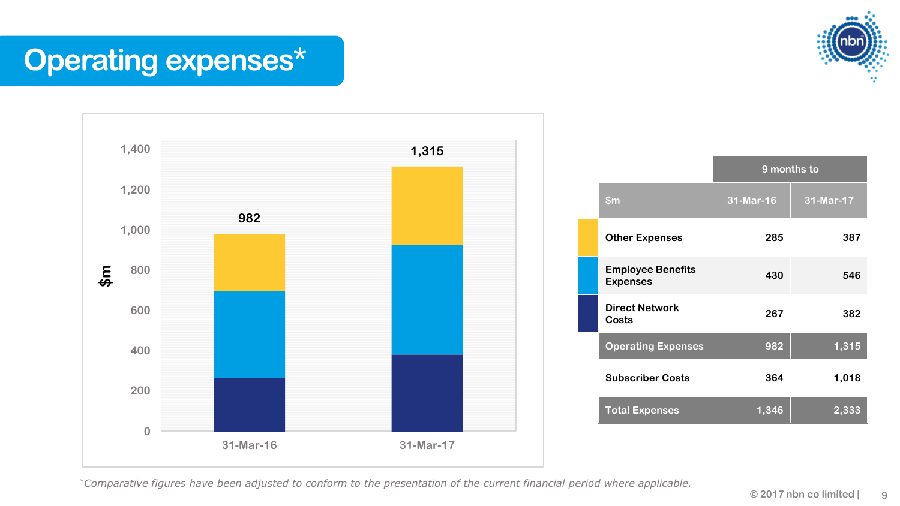# Operating expenses*

| | 9 months to | |
|---|---|---|
| $m | 31-Mar-16 | 31-Mar-17 |
| Other Expenses | 285 | 387 |
| Employee Benefits Expenses | 430 | 546 |
| Direct Network Costs | 267 | 382 |
| Operating Expenses | 982 | 1,315 |
| Subscriber Costs | 364 | 1,018 |
| Total Expenses | 1,346 | 2,333 |

*Comparative figures have been adjusted to conform to the presentation of the current financial period where applicable.*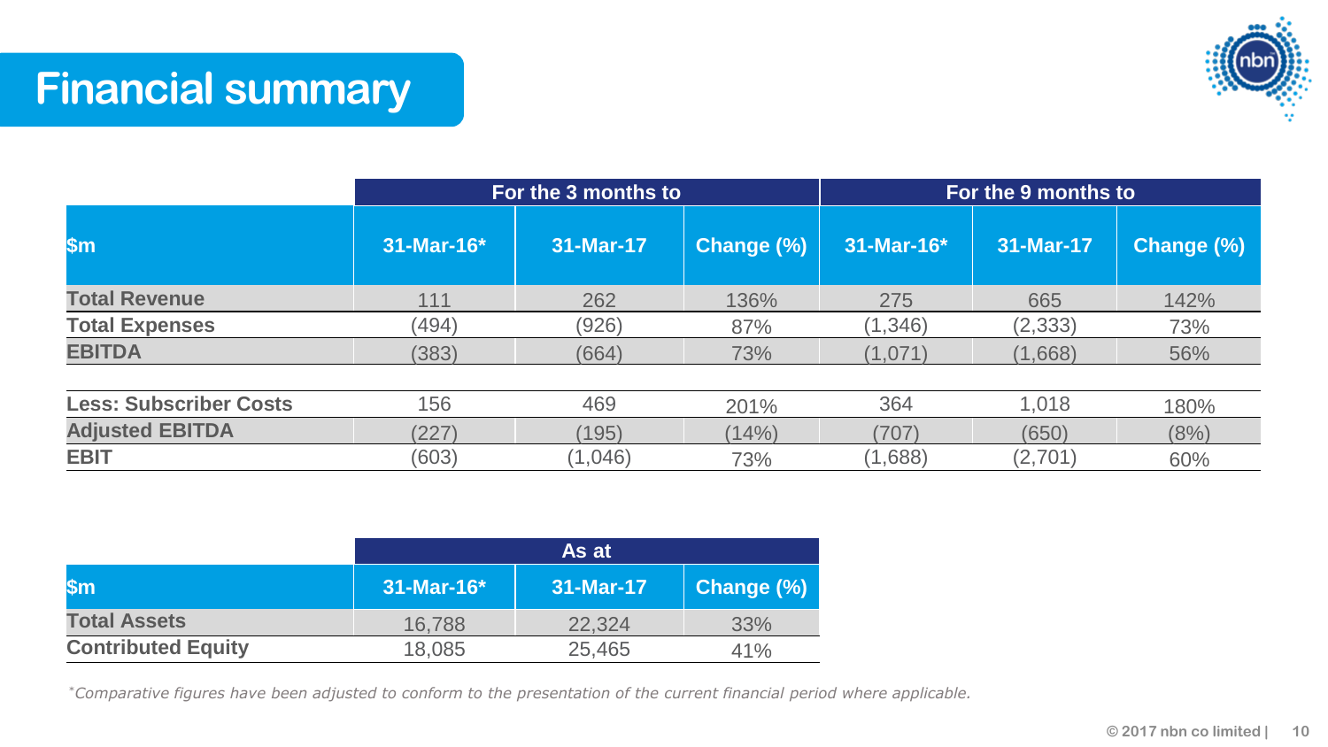# Financial summary

| $m | For the 3 months to | | | For the 9 months to | | |
|---|---|---|---|---|---|---|
| | 31-Mar-16* | 31-Mar-17 | Change (%) | 31-Mar-16* | 31-Mar-17 | Change (%) |
| **Total Revenue** | 111 | 262 | 136% | 275 | 665 | 142% |
| **Total Expenses** | (494) | (926) | 87% | (1,346) | (2,333) | 73% |
| **EBITDA** | (383) | (664) | 73% | (1,071) | (1,668) | 56% |
| | | | | | | |
| **Less: Subscriber Costs** | 156 | 469 | 201% | 364 | 1,018 | 180% |
| **Adjusted EBITDA** | (227) | (195) | (14%) | (707) | (650) | (8%) |
| **EBIT** | (603) | (1,046) | 73% | (1,688) | (2,701) | 60% |

| $m | As at | | |
|---|---|---|---|
| | 31-Mar-16* | 31-Mar-17 | Change (%) |
| **Total Assets** | 16,788 | 22,324 | 33% |
| **Contributed Equity** | 18,085 | 25,465 | 41% |

*\*Comparative figures have been adjusted to conform to the presentation of the current financial period where applicable.*

© 2017 nbn co limited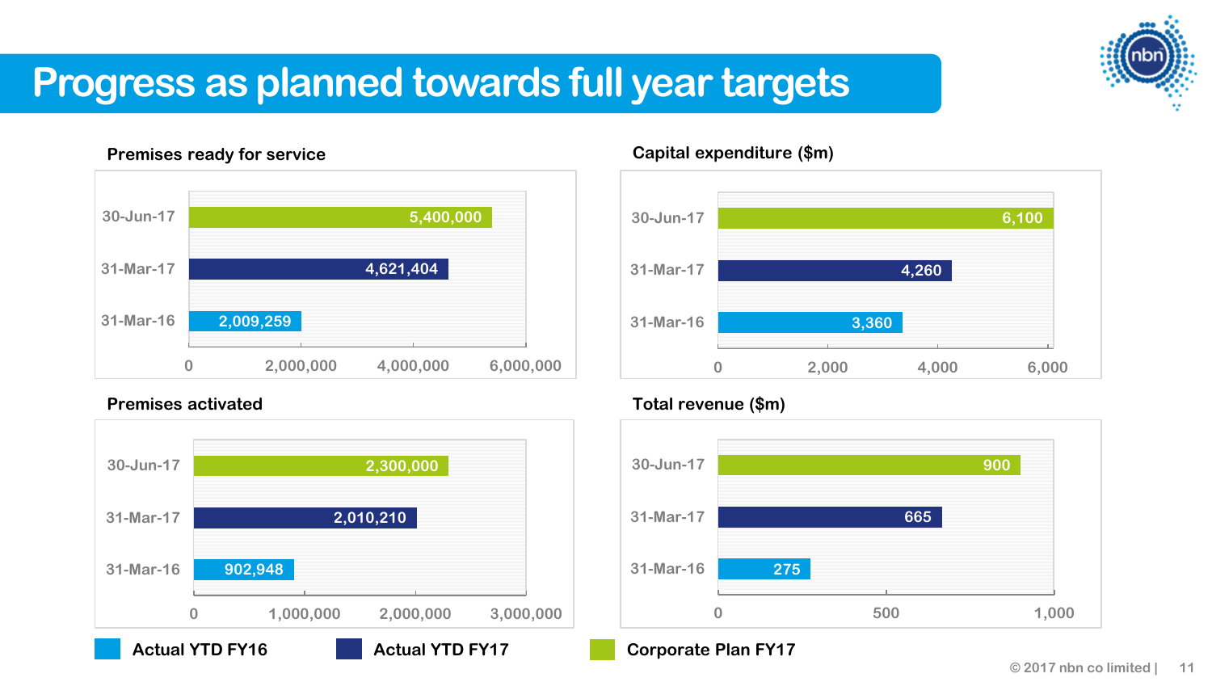# Progress as planned towards full year targets

### Premises ready for service

| | Value |
|---|---|
| 30-Jun-17 | 5,400,000 |
| 31-Mar-17 | 4,621,404 |
| 31-Mar-16 | 2,009,259 |

### Capital expenditure ($m)

| | Value |
|---|---|
| 30-Jun-17 | 6,100 |
| 31-Mar-17 | 4,260 |
| 31-Mar-16 | 3,360 |

### Premises activated

| | Value |
|---|---|
| 30-Jun-17 | 2,300,000 |
| 31-Mar-17 | 2,010,210 |
| 31-Mar-16 | 902,948 |

### Total revenue ($m)

| | Value |
|---|---|
| 30-Jun-17 | 900 |
| 31-Mar-17 | 665 |
| 31-Mar-16 | 275 |

Legend: Actual YTD FY16 (31-Mar-16) | Actual YTD FY17 (31-Mar-17) | Corporate Plan FY17 (30-Jun-17)

© 2017 nbn co limited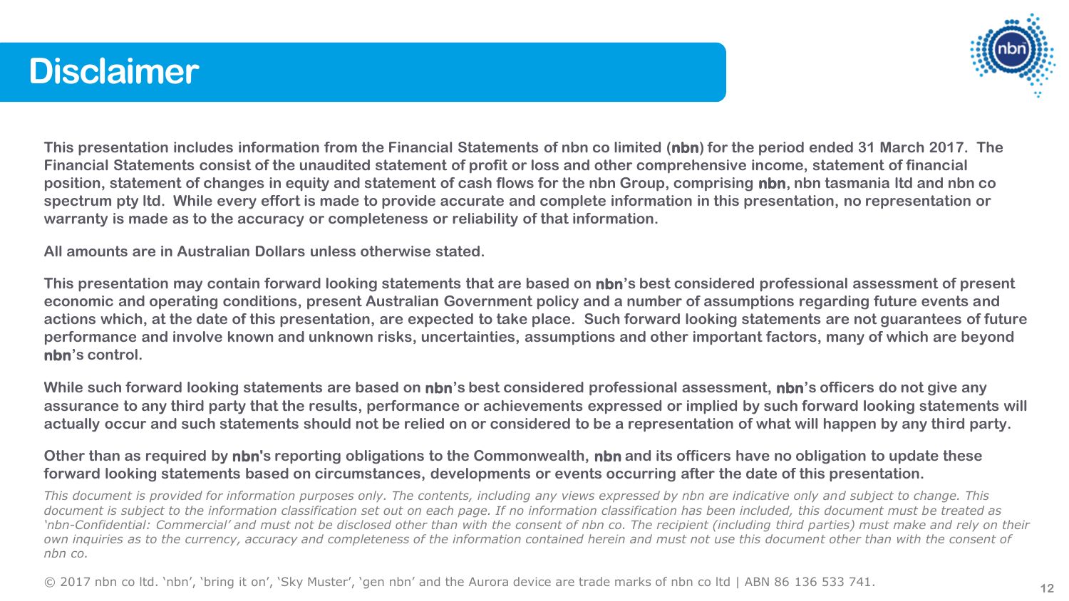# Disclaimer

**This presentation includes information from the Financial Statements of nbn co limited (nbn) for the period ended 31 March 2017. The Financial Statements consist of the unaudited statement of profit or loss and other comprehensive income, statement of financial position, statement of changes in equity and statement of cash flows for the nbn Group, comprising nbn, nbn tasmania ltd and nbn co spectrum pty ltd. While every effort is made to provide accurate and complete information in this presentation, no representation or warranty is made as to the accuracy or completeness or reliability of that information.**

**All amounts are in Australian Dollars unless otherwise stated.**

**This presentation may contain forward looking statements that are based on nbn's best considered professional assessment of present economic and operating conditions, present Australian Government policy and a number of assumptions regarding future events and actions which, at the date of this presentation, are expected to take place. Such forward looking statements are not guarantees of future performance and involve known and unknown risks, uncertainties, assumptions and other important factors, many of which are beyond nbn's control.**

**While such forward looking statements are based on nbn's best considered professional assessment, nbn's officers do not give any assurance to any third party that the results, performance or achievements expressed or implied by such forward looking statements will actually occur and such statements should not be relied on or considered to be a representation of what will happen by any third party.**

**Other than as required by nbn's reporting obligations to the Commonwealth, nbn and its officers have no obligation to update these forward looking statements based on circumstances, developments or events occurring after the date of this presentation.**

*This document is provided for information purposes only. The contents, including any views expressed by nbn are indicative only and subject to change. This document is subject to the information classification set out on each page. If no information classification has been included, this document must be treated as 'nbn-Confidential: Commercial' and must not be disclosed other than with the consent of nbn co. The recipient (including third parties) must make and rely on their own inquiries as to the currency, accuracy and completeness of the information contained herein and must not use this document other than with the consent of nbn co.*

© 2017 nbn co ltd. 'nbn', 'bring it on', 'Sky Muster', 'gen nbn' and the Aurora device are trade marks of nbn co ltd | ABN 86 136 533 741.